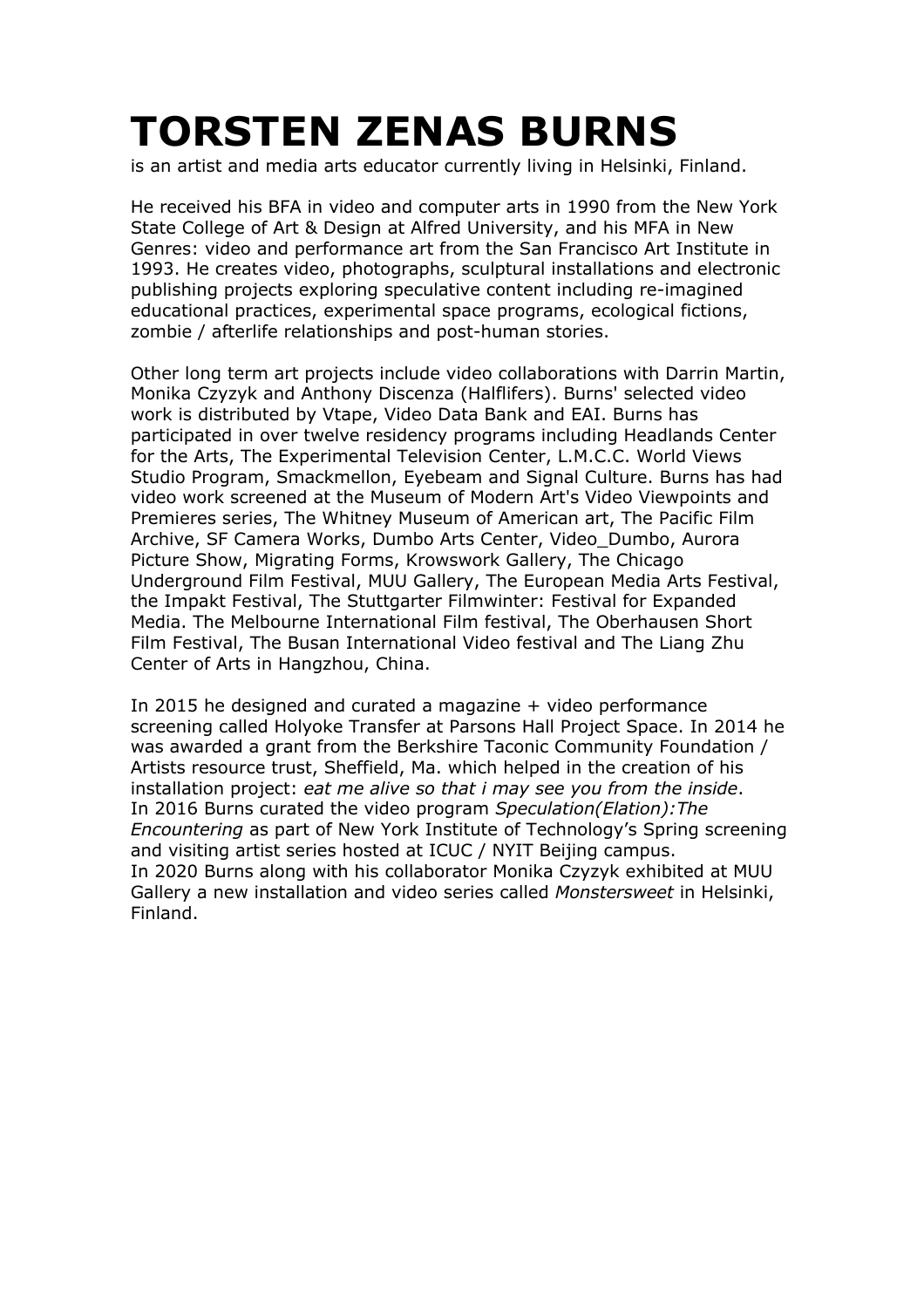# TORSTEN ZENAS BURNS

is an artist and media arts educator currently living in Helsinki, Finland.

He received his BFA in video and computer arts in 1990 from the New York State College of Art & Design at Alfred University, and his MFA in New Genres: video and performance art from the San Francisco Art Institute in 1993. He creates video, photographs, sculptural installations and electronic publishing projects exploring speculative content including re-imagined educational practices, experimental space programs, ecological fictions, zombie / afterlife relationships and post-human stories.

Other long term art projects include video collaborations with Darrin Martin, Monika Czyzyk and Anthony Discenza (Halflifers). Burns' selected video work is distributed by Vtape, Video Data Bank and EAI. Burns has participated in over twelve residency programs including Headlands Center for the Arts, The Experimental Television Center, L.M.C.C. World Views Studio Program, Smackmellon, Eyebeam and Signal Culture. Burns has had video work screened at the Museum of Modern Art's Video Viewpoints and Premieres series, The Whitney Museum of American art, The Pacific Film Archive, SF Camera Works, Dumbo Arts Center, Video_Dumbo, Aurora Picture Show, Migrating Forms, Krowswork Gallery, The Chicago Underground Film Festival, MUU Gallery, The European Media Arts Festival, the Impakt Festival, The Stuttgarter Filmwinter: Festival for Expanded Media. The Melbourne International Film festival, The Oberhausen Short Film Festival, The Busan International Video festival and The Liang Zhu Center of Arts in Hangzhou, China.

In 2015 he designed and curated a magazine + video performance screening called Holyoke Transfer at Parsons Hall Project Space. In 2014 he was awarded a grant from the Berkshire Taconic Community Foundation / Artists resource trust, Sheffield, Ma. which helped in the creation of his installation project: *eat me alive so that i may see you from the inside*.
In 2016 Burns curated the video program *Speculation(Elation):The Encountering* as part of New York Institute of Technology's Spring screening and visiting artist series hosted at ICUC / NYIT Beijing campus.
In 2020 Burns along with his collaborator Monika Czyzyk exhibited at MUU Gallery a new installation and video series called *Monstersweet* in Helsinki, Finland.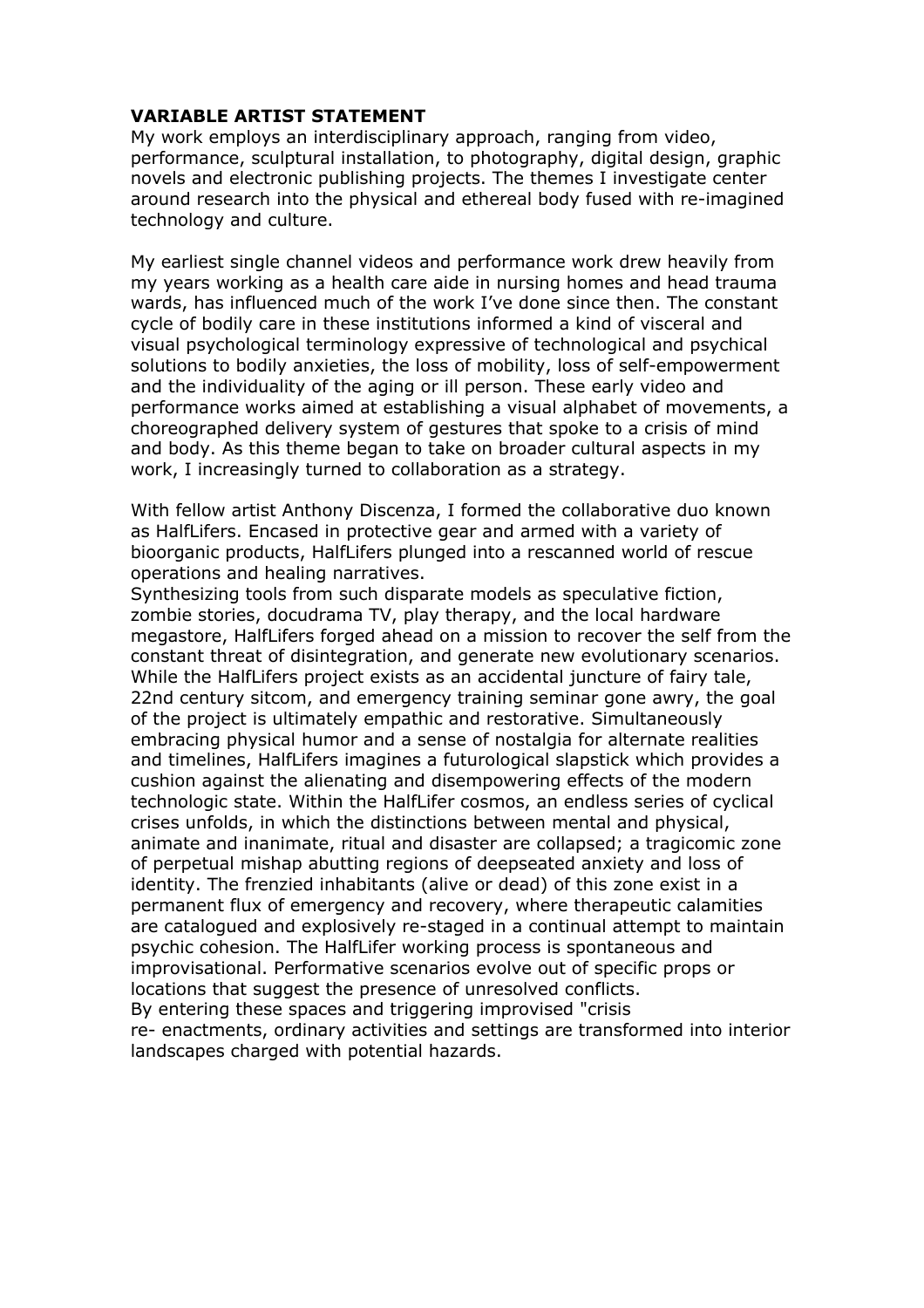**VARIABLE ARTIST STATEMENT**

My work employs an interdisciplinary approach, ranging from video, performance, sculptural installation, to photography, digital design, graphic novels and electronic publishing projects. The themes I investigate center around research into the physical and ethereal body fused with re-imagined technology and culture.

My earliest single channel videos and performance work drew heavily from my years working as a health care aide in nursing homes and head trauma wards, has influenced much of the work I've done since then. The constant cycle of bodily care in these institutions informed a kind of visceral and visual psychological terminology expressive of technological and psychical solutions to bodily anxieties, the loss of mobility, loss of self-empowerment and the individuality of the aging or ill person. These early video and performance works aimed at establishing a visual alphabet of movements, a choreographed delivery system of gestures that spoke to a crisis of mind and body. As this theme began to take on broader cultural aspects in my work, I increasingly turned to collaboration as a strategy.

With fellow artist Anthony Discenza, I formed the collaborative duo known as HalfLifers. Encased in protective gear and armed with a variety of bioorganic products, HalfLifers plunged into a rescanned world of rescue operations and healing narratives.

Synthesizing tools from such disparate models as speculative fiction, zombie stories, docudrama TV, play therapy, and the local hardware megastore, HalfLifers forged ahead on a mission to recover the self from the constant threat of disintegration, and generate new evolutionary scenarios. While the HalfLifers project exists as an accidental juncture of fairy tale, 22nd century sitcom, and emergency training seminar gone awry, the goal of the project is ultimately empathic and restorative. Simultaneously embracing physical humor and a sense of nostalgia for alternate realities and timelines, HalfLifers imagines a futurological slapstick which provides a cushion against the alienating and disempowering effects of the modern technologic state. Within the HalfLifer cosmos, an endless series of cyclical crises unfolds, in which the distinctions between mental and physical, animate and inanimate, ritual and disaster are collapsed; a tragicomic zone of perpetual mishap abutting regions of deepseated anxiety and loss of identity. The frenzied inhabitants (alive or dead) of this zone exist in a permanent flux of emergency and recovery, where therapeutic calamities are catalogued and explosively re-staged in a continual attempt to maintain psychic cohesion. The HalfLifer working process is spontaneous and improvisational. Performative scenarios evolve out of specific props or locations that suggest the presence of unresolved conflicts.

By entering these spaces and triggering improvised "crisis re- enactments, ordinary activities and settings are transformed into interior landscapes charged with potential hazards.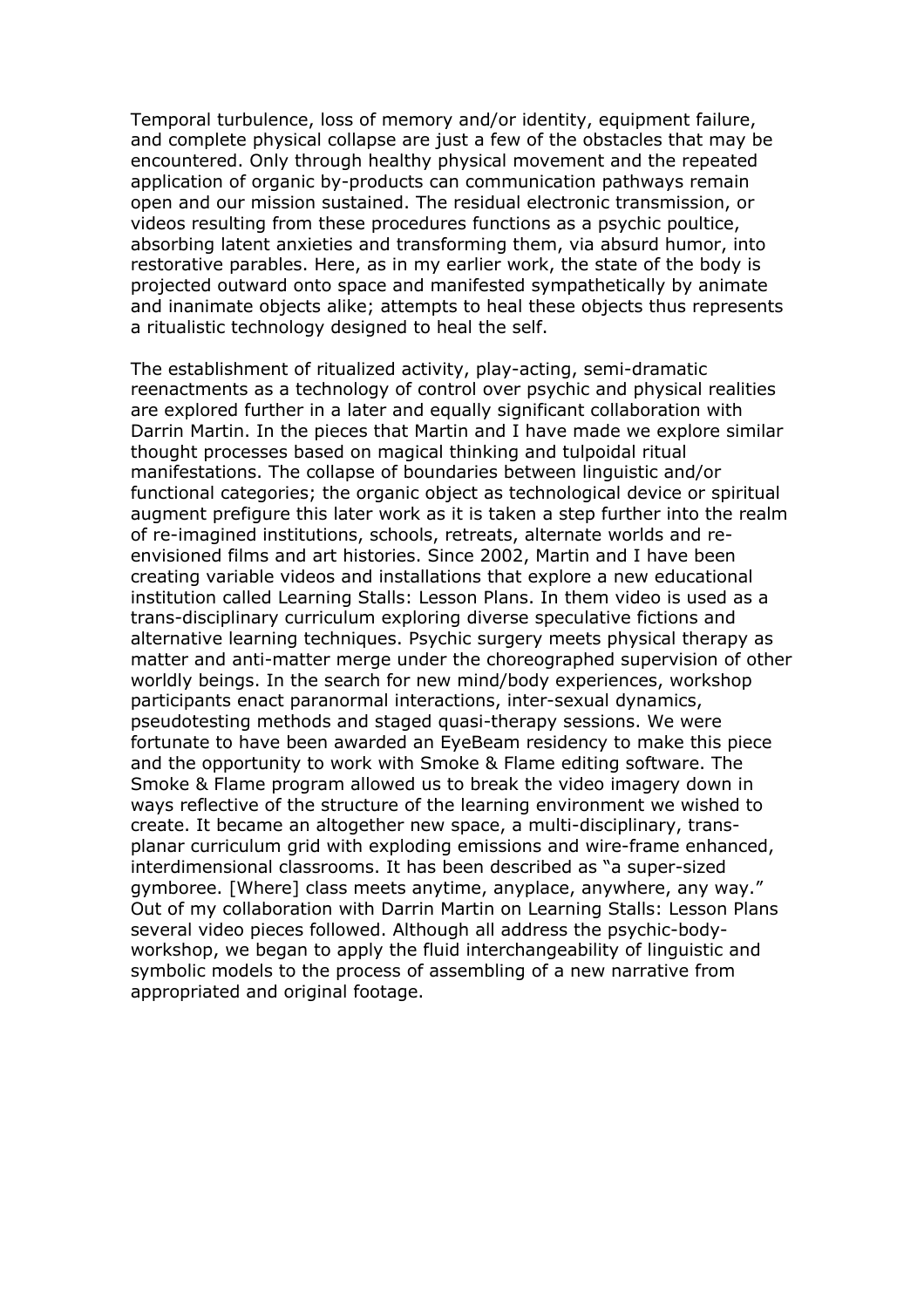Temporal turbulence, loss of memory and/or identity, equipment failure, and complete physical collapse are just a few of the obstacles that may be encountered. Only through healthy physical movement and the repeated application of organic by-products can communication pathways remain open and our mission sustained. The residual electronic transmission, or videos resulting from these procedures functions as a psychic poultice, absorbing latent anxieties and transforming them, via absurd humor, into restorative parables. Here, as in my earlier work, the state of the body is projected outward onto space and manifested sympathetically by animate and inanimate objects alike; attempts to heal these objects thus represents a ritualistic technology designed to heal the self.

The establishment of ritualized activity, play-acting, semi-dramatic reenactments as a technology of control over psychic and physical realities are explored further in a later and equally significant collaboration with Darrin Martin. In the pieces that Martin and I have made we explore similar thought processes based on magical thinking and tulpoidal ritual manifestations. The collapse of boundaries between linguistic and/or functional categories; the organic object as technological device or spiritual augment prefigure this later work as it is taken a step further into the realm of re-imagined institutions, schools, retreats, alternate worlds and re-envisioned films and art histories. Since 2002, Martin and I have been creating variable videos and installations that explore a new educational institution called Learning Stalls: Lesson Plans. In them video is used as a trans-disciplinary curriculum exploring diverse speculative fictions and alternative learning techniques. Psychic surgery meets physical therapy as matter and anti-matter merge under the choreographed supervision of other worldly beings. In the search for new mind/body experiences, workshop participants enact paranormal interactions, inter-sexual dynamics, pseudotesting methods and staged quasi-therapy sessions. We were fortunate to have been awarded an EyeBeam residency to make this piece and the opportunity to work with Smoke & Flame editing software. The Smoke & Flame program allowed us to break the video imagery down in ways reflective of the structure of the learning environment we wished to create. It became an altogether new space, a multi-disciplinary, trans-planar curriculum grid with exploding emissions and wire-frame enhanced, interdimensional classrooms. It has been described as "a super-sized gymboree. [Where] class meets anytime, anyplace, anywhere, any way." Out of my collaboration with Darrin Martin on Learning Stalls: Lesson Plans several video pieces followed. Although all address the psychic-body-workshop, we began to apply the fluid interchangeability of linguistic and symbolic models to the process of assembling of a new narrative from appropriated and original footage.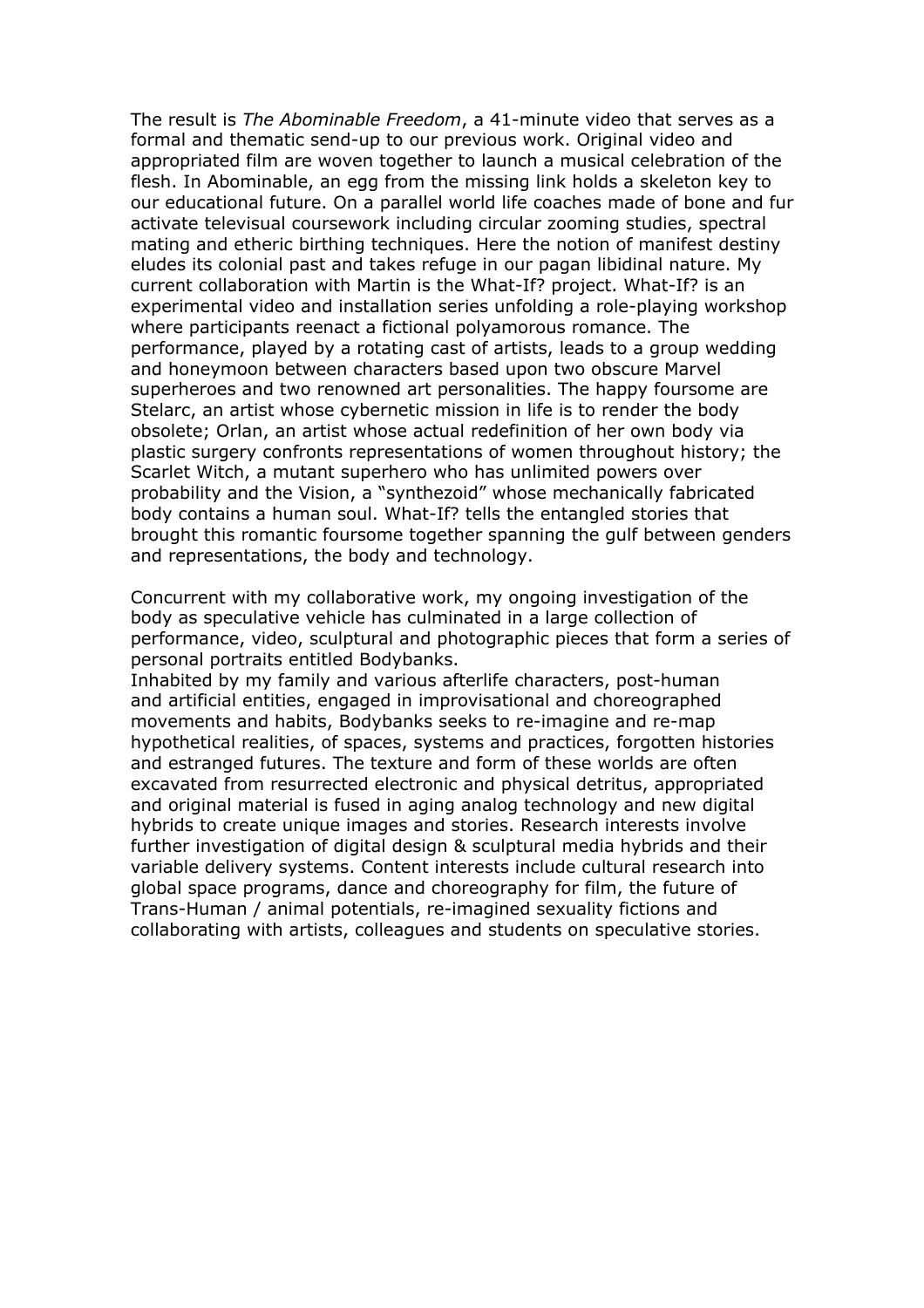The result is *The Abominable Freedom*, a 41-minute video that serves as a formal and thematic send-up to our previous work. Original video and appropriated film are woven together to launch a musical celebration of the flesh. In Abominable, an egg from the missing link holds a skeleton key to our educational future. On a parallel world life coaches made of bone and fur activate televisual coursework including circular zooming studies, spectral mating and etheric birthing techniques. Here the notion of manifest destiny eludes its colonial past and takes refuge in our pagan libidinal nature. My current collaboration with Martin is the What-If? project. What-If? is an experimental video and installation series unfolding a role-playing workshop where participants reenact a fictional polyamorous romance. The performance, played by a rotating cast of artists, leads to a group wedding and honeymoon between characters based upon two obscure Marvel superheroes and two renowned art personalities. The happy foursome are Stelarc, an artist whose cybernetic mission in life is to render the body obsolete; Orlan, an artist whose actual redefinition of her own body via plastic surgery confronts representations of women throughout history; the Scarlet Witch, a mutant superhero who has unlimited powers over probability and the Vision, a "synthezoid" whose mechanically fabricated body contains a human soul. What-If? tells the entangled stories that brought this romantic foursome together spanning the gulf between genders and representations, the body and technology.

Concurrent with my collaborative work, my ongoing investigation of the body as speculative vehicle has culminated in a large collection of performance, video, sculptural and photographic pieces that form a series of personal portraits entitled Bodybanks.
Inhabited by my family and various afterlife characters, post-human and artificial entities, engaged in improvisational and choreographed movements and habits, Bodybanks seeks to re-imagine and re-map hypothetical realities, of spaces, systems and practices, forgotten histories and estranged futures. The texture and form of these worlds are often excavated from resurrected electronic and physical detritus, appropriated and original material is fused in aging analog technology and new digital hybrids to create unique images and stories. Research interests involve further investigation of digital design & sculptural media hybrids and their variable delivery systems. Content interests include cultural research into global space programs, dance and choreography for film, the future of Trans-Human / animal potentials, re-imagined sexuality fictions and collaborating with artists, colleagues and students on speculative stories.